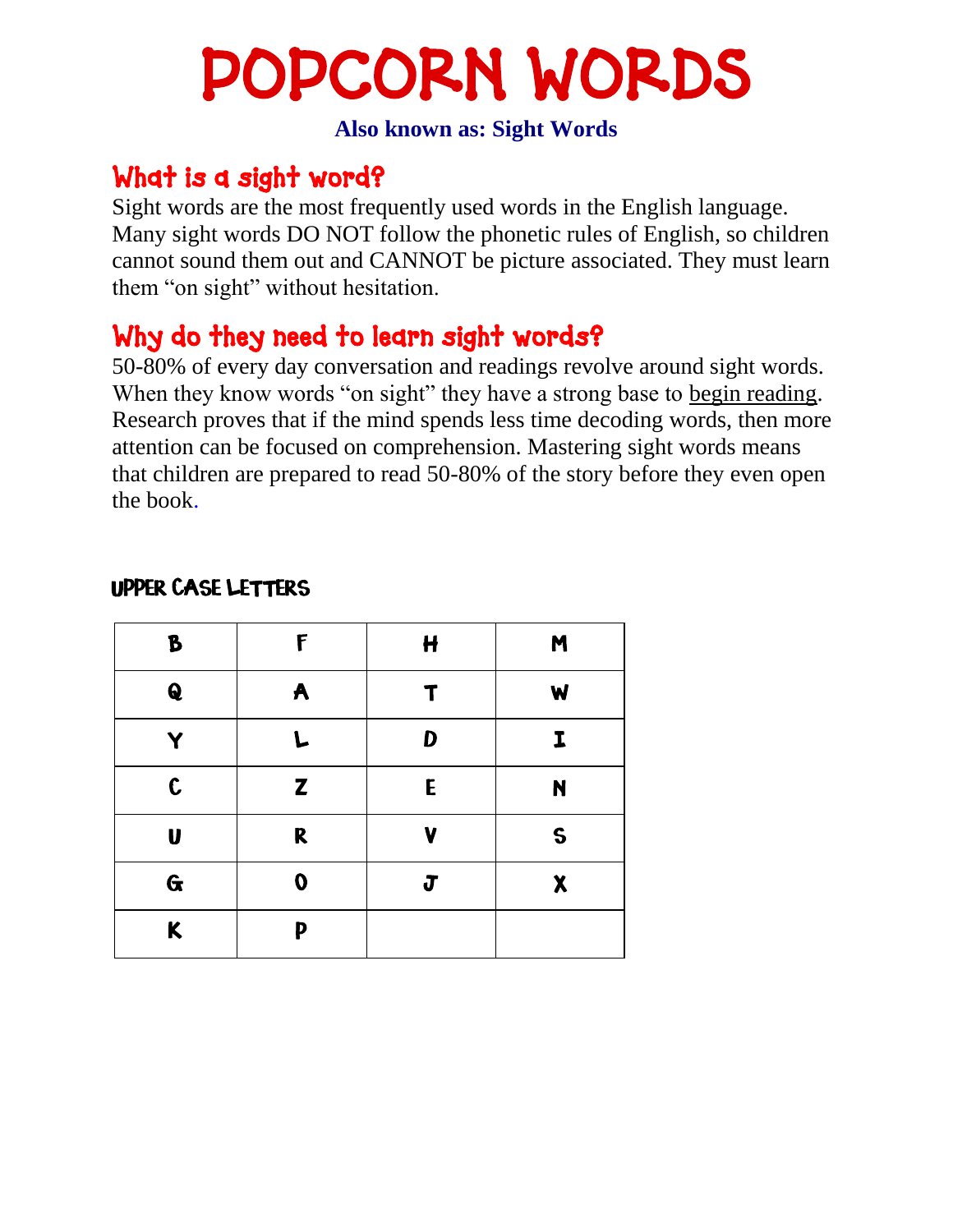# POPCORN WORDS

**Also known as: Sight Words**

## What is a sight word?

Sight words are the most frequently used words in the English language. Many sight words DO NOT follow the phonetic rules of English, so children cannot sound them out and CANNOT be picture associated. They must learn them “on sight” without hesitation.

## Why do they need to learn sight words?

50-80% of every day conversation and readings revolve around sight words. When they know words “on sight” they have a strong base to begin reading. Research proves that if the mind spends less time decoding words, then more attention can be focused on comprehension. Mastering sight words means that children are prepared to read 50-80% of the story before they even open the book.

### UPPER CASE LETTERS

| | | | |
|---|---|---|---|
| B | F | H | M |
| Q | A | T | W |
| Y | L | D | I |
| C | Z | E | N |
| U | R | V | S |
| G | O | J | X |
| K | P | | |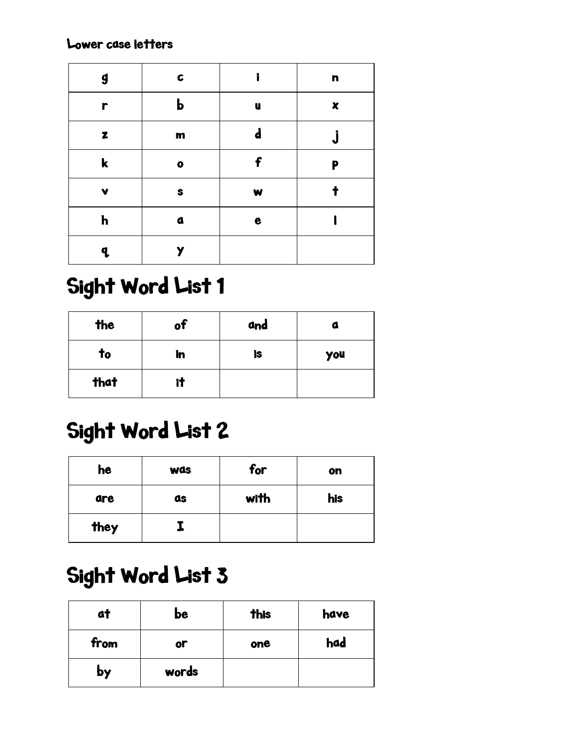Lower case letters

| g | c | i | n |
|---|---|---|---|
| r | b | u | x |
| z | m | d | j |
| k | o | f | p |
| v | s | w | t |
| h | a | e | l |
| q | y | | |

# Sight Word List 1

| the | of | and | a |
|---|---|---|---|
| to | in | is | you |
| that | it | | |

# Sight Word List 2

| he | was | for | on |
|---|---|---|---|
| are | as | with | his |
| they | I | | |

# Sight Word List 3

| at | be | this | have |
|---|---|---|---|
| from | or | one | had |
| by | words | | |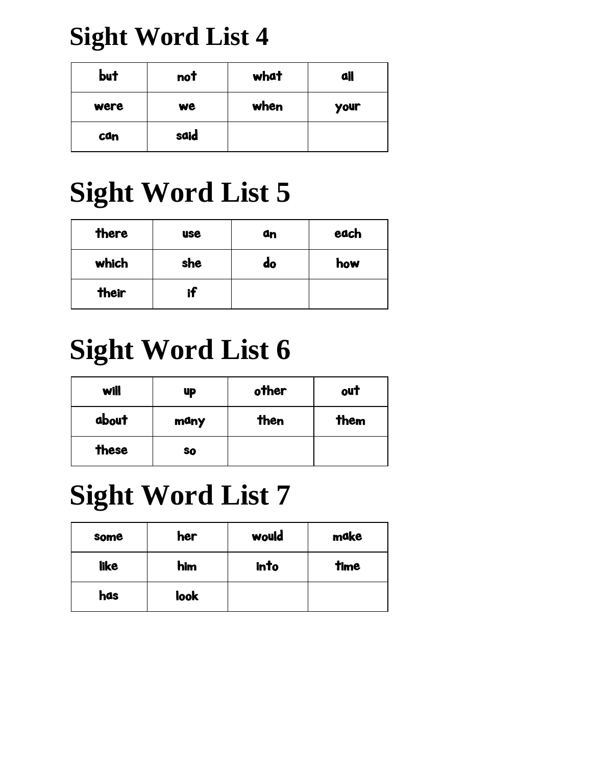# Sight Word List 4

| but | not | what | all |
| --- | --- | --- | --- |
| were | we | when | your |
| can | said | | |

# Sight Word List 5

| there | use | an | each |
| --- | --- | --- | --- |
| which | she | do | how |
| their | if | | |

# Sight Word List 6

| will | up | other | out |
| --- | --- | --- | --- |
| about | many | then | them |
| these | so | | |

# Sight Word List 7

| some | her | would | make |
| --- | --- | --- | --- |
| like | him | into | time |
| has | look | | |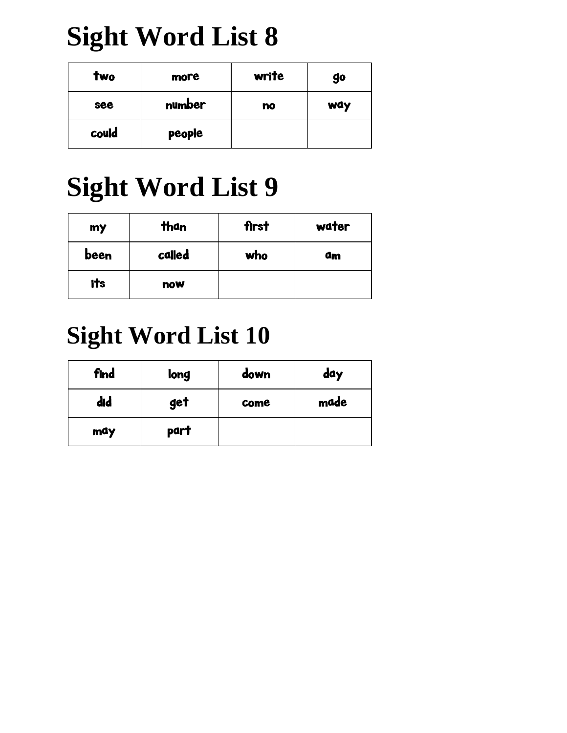# Sight Word List 8

| | | | |
|---|---|---|---|
| two | more | write | go |
| see | number | no | way |
| could | people | | |

# Sight Word List 9

| | | | |
|---|---|---|---|
| my | than | first | water |
| been | called | who | am |
| its | now | | |

# Sight Word List 10

| | | | |
|---|---|---|---|
| find | long | down | day |
| did | get | come | made |
| may | part | | |